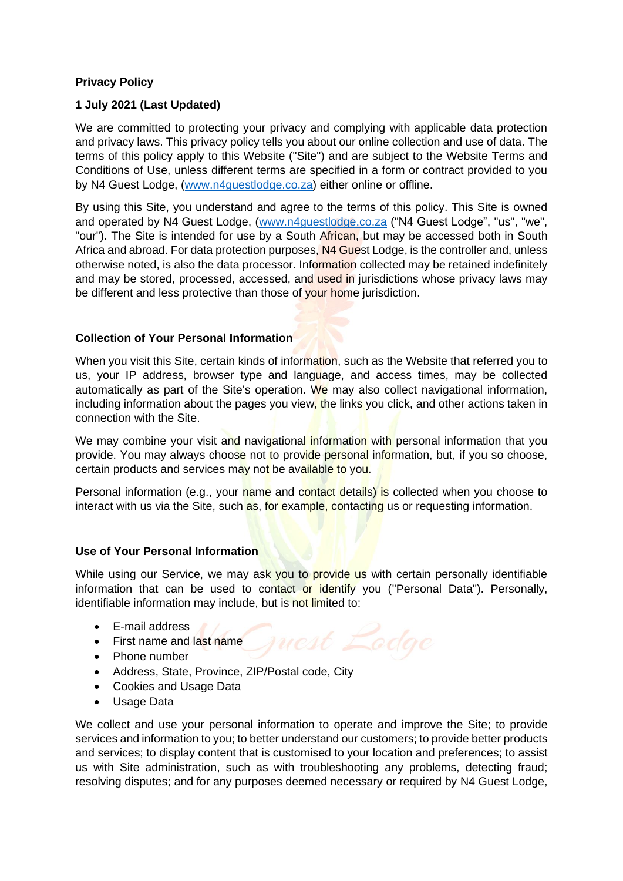**Privacy Policy**

**1 July 2021 (Last Updated)**

We are committed to protecting your privacy and complying with applicable data protection and privacy laws. This privacy policy tells you about our online collection and use of data. The terms of this policy apply to this Website ("Site") and are subject to the Website Terms and Conditions of Use, unless different terms are specified in a form or contract provided to you by N4 Guest Lodge, (www.n4guestlodge.co.za) either online or offline.

By using this Site, you understand and agree to the terms of this policy. This Site is owned and operated by N4 Guest Lodge, (www.n4guestlodge.co.za ("N4 Guest Lodge", "us", "we", "our"). The Site is intended for use by a South African, but may be accessed both in South Africa and abroad. For data protection purposes, N4 Guest Lodge, is the controller and, unless otherwise noted, is also the data processor. Information collected may be retained indefinitely and may be stored, processed, accessed, and used in jurisdictions whose privacy laws may be different and less protective than those of your home jurisdiction.

**Collection of Your Personal Information**

When you visit this Site, certain kinds of information, such as the Website that referred you to us, your IP address, browser type and language, and access times, may be collected automatically as part of the Site's operation. We may also collect navigational information, including information about the pages you view, the links you click, and other actions taken in connection with the Site.

We may combine your visit and navigational information with personal information that you provide. You may always choose not to provide personal information, but, if you so choose, certain products and services may not be available to you.

Personal information (e.g., your name and contact details) is collected when you choose to interact with us via the Site, such as, for example, contacting us or requesting information.

**Use of Your Personal Information**

While using our Service, we may ask you to provide us with certain personally identifiable information that can be used to contact or identify you ("Personal Data"). Personally, identifiable information may include, but is not limited to:

- E-mail address
- First name and last name
- Phone number
- Address, State, Province, ZIP/Postal code, City
- Cookies and Usage Data
- Usage Data

We collect and use your personal information to operate and improve the Site; to provide services and information to you; to better understand our customers; to provide better products and services; to display content that is customised to your location and preferences; to assist us with Site administration, such as with troubleshooting any problems, detecting fraud; resolving disputes; and for any purposes deemed necessary or required by N4 Guest Lodge,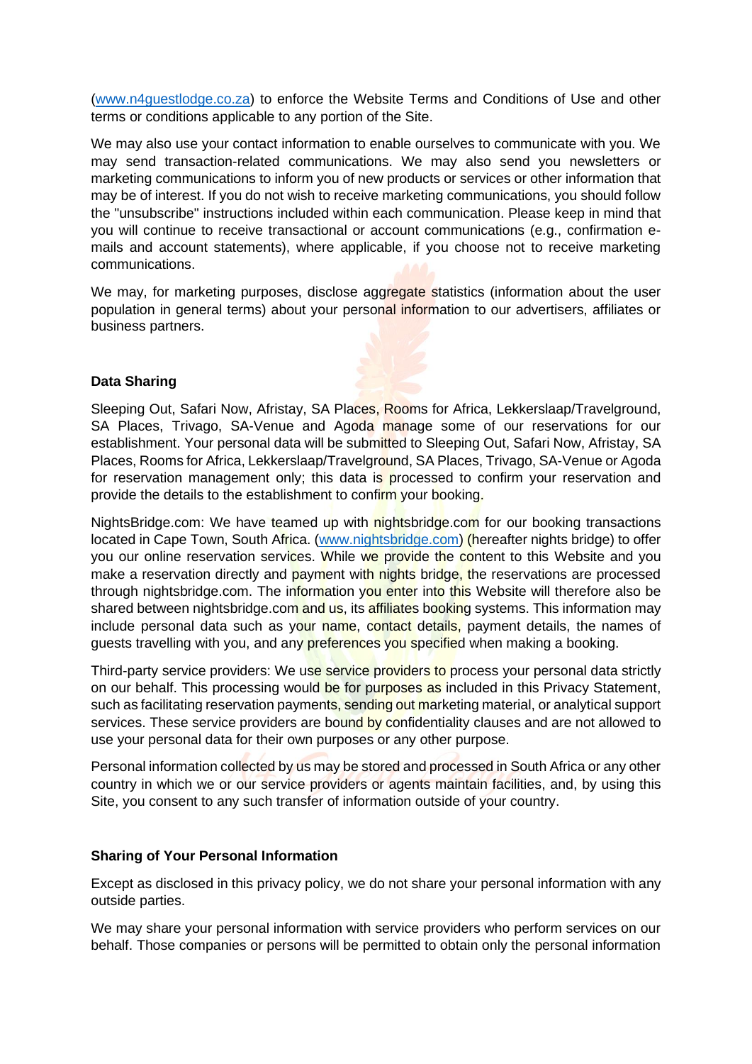(www.n4guestlodge.co.za) to enforce the Website Terms and Conditions of Use and other terms or conditions applicable to any portion of the Site.

We may also use your contact information to enable ourselves to communicate with you. We may send transaction-related communications. We may also send you newsletters or marketing communications to inform you of new products or services or other information that may be of interest. If you do not wish to receive marketing communications, you should follow the "unsubscribe" instructions included within each communication. Please keep in mind that you will continue to receive transactional or account communications (e.g., confirmation e-mails and account statements), where applicable, if you choose not to receive marketing communications.

We may, for marketing purposes, disclose aggregate statistics (information about the user population in general terms) about your personal information to our advertisers, affiliates or business partners.

**Data Sharing**

Sleeping Out, Safari Now, Afristay, SA Places, Rooms for Africa, Lekkerslaap/Travelground, SA Places, Trivago, SA-Venue and Agoda manage some of our reservations for our establishment. Your personal data will be submitted to Sleeping Out, Safari Now, Afristay, SA Places, Rooms for Africa, Lekkerslaap/Travelground, SA Places, Trivago, SA-Venue or Agoda for reservation management only; this data is processed to confirm your reservation and provide the details to the establishment to confirm your booking.

NightsBridge.com: We have teamed up with nightsbridge.com for our booking transactions located in Cape Town, South Africa. (www.nightsbridge.com) (hereafter nights bridge) to offer you our online reservation services. While we provide the content to this Website and you make a reservation directly and payment with nights bridge, the reservations are processed through nightsbridge.com. The information you enter into this Website will therefore also be shared between nightsbridge.com and us, its affiliates booking systems. This information may include personal data such as your name, contact details, payment details, the names of guests travelling with you, and any preferences you specified when making a booking.

Third-party service providers: We use service providers to process your personal data strictly on our behalf. This processing would be for purposes as included in this Privacy Statement, such as facilitating reservation payments, sending out marketing material, or analytical support services. These service providers are bound by confidentiality clauses and are not allowed to use your personal data for their own purposes or any other purpose.

Personal information collected by us may be stored and processed in South Africa or any other country in which we or our service providers or agents maintain facilities, and, by using this Site, you consent to any such transfer of information outside of your country.

**Sharing of Your Personal Information**

Except as disclosed in this privacy policy, we do not share your personal information with any outside parties.

We may share your personal information with service providers who perform services on our behalf. Those companies or persons will be permitted to obtain only the personal information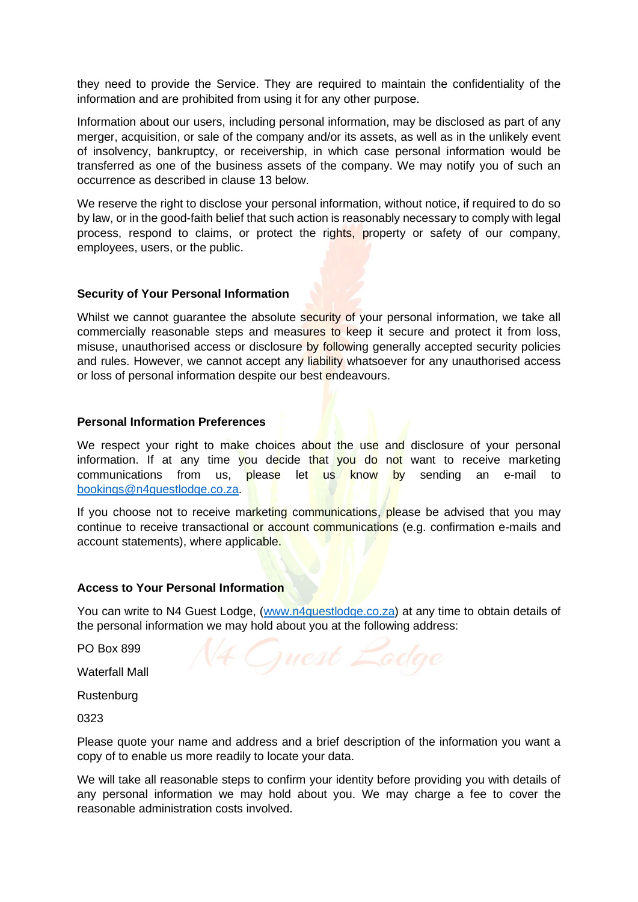they need to provide the Service. They are required to maintain the confidentiality of the information and are prohibited from using it for any other purpose.

Information about our users, including personal information, may be disclosed as part of any merger, acquisition, or sale of the company and/or its assets, as well as in the unlikely event of insolvency, bankruptcy, or receivership, in which case personal information would be transferred as one of the business assets of the company. We may notify you of such an occurrence as described in clause 13 below.

We reserve the right to disclose your personal information, without notice, if required to do so by law, or in the good-faith belief that such action is reasonably necessary to comply with legal process, respond to claims, or protect the rights, property or safety of our company, employees, users, or the public.

**Security of Your Personal Information**

Whilst we cannot guarantee the absolute security of your personal information, we take all commercially reasonable steps and measures to keep it secure and protect it from loss, misuse, unauthorised access or disclosure by following generally accepted security policies and rules. However, we cannot accept any liability whatsoever for any unauthorised access or loss of personal information despite our best endeavours.

**Personal Information Preferences**

We respect your right to make choices about the use and disclosure of your personal information. If at any time you decide that you do not want to receive marketing communications from us, please let us know by sending an e-mail to bookings@n4guestlodge.co.za.

If you choose not to receive marketing communications, please be advised that you may continue to receive transactional or account communications (e.g. confirmation e-mails and account statements), where applicable.

**Access to Your Personal Information**

You can write to N4 Guest Lodge, (www.n4guestlodge.co.za) at any time to obtain details of the personal information we may hold about you at the following address:

PO Box 899

Waterfall Mall

Rustenburg

0323

Please quote your name and address and a brief description of the information you want a copy of to enable us more readily to locate your data.

We will take all reasonable steps to confirm your identity before providing you with details of any personal information we may hold about you. We may charge a fee to cover the reasonable administration costs involved.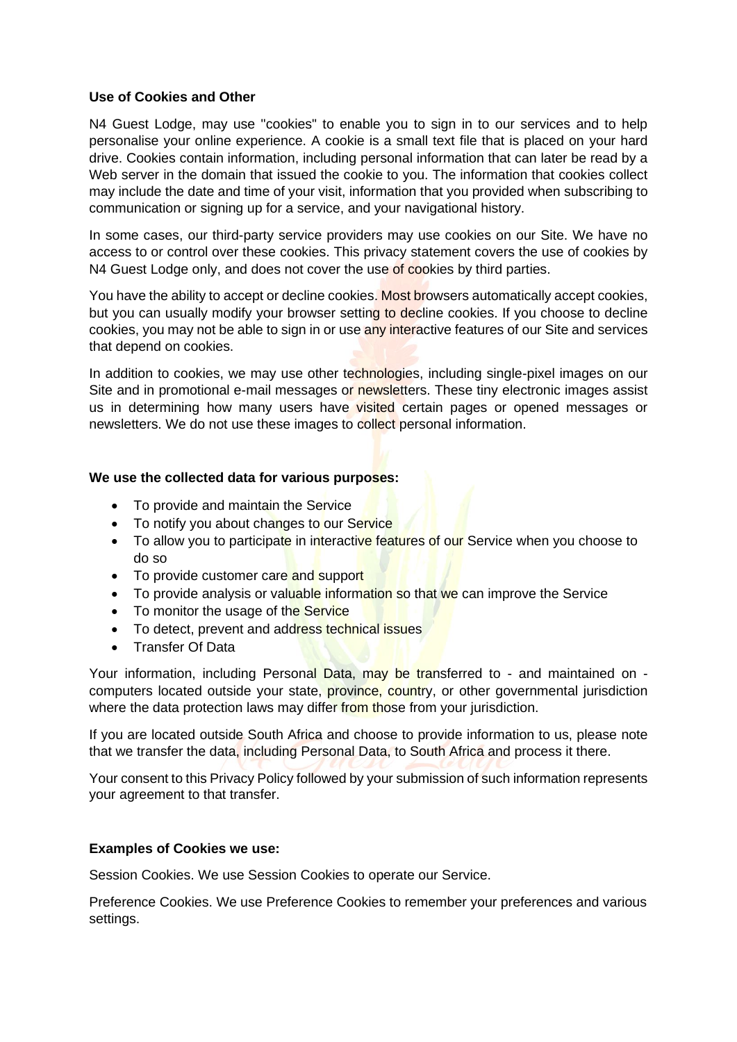**Use of Cookies and Other**

N4 Guest Lodge, may use "cookies" to enable you to sign in to our services and to help personalise your online experience. A cookie is a small text file that is placed on your hard drive. Cookies contain information, including personal information that can later be read by a Web server in the domain that issued the cookie to you. The information that cookies collect may include the date and time of your visit, information that you provided when subscribing to communication or signing up for a service, and your navigational history.

In some cases, our third-party service providers may use cookies on our Site. We have no access to or control over these cookies. This privacy statement covers the use of cookies by N4 Guest Lodge only, and does not cover the use of cookies by third parties.

You have the ability to accept or decline cookies. Most browsers automatically accept cookies, but you can usually modify your browser setting to decline cookies. If you choose to decline cookies, you may not be able to sign in or use any interactive features of our Site and services that depend on cookies.

In addition to cookies, we may use other technologies, including single-pixel images on our Site and in promotional e-mail messages or newsletters. These tiny electronic images assist us in determining how many users have visited certain pages or opened messages or newsletters. We do not use these images to collect personal information.

**We use the collected data for various purposes:**

- To provide and maintain the Service
- To notify you about changes to our Service
- To allow you to participate in interactive features of our Service when you choose to do so
- To provide customer care and support
- To provide analysis or valuable information so that we can improve the Service
- To monitor the usage of the Service
- To detect, prevent and address technical issues
- Transfer Of Data

Your information, including Personal Data, may be transferred to - and maintained on - computers located outside your state, province, country, or other governmental jurisdiction where the data protection laws may differ from those from your jurisdiction.

If you are located outside South Africa and choose to provide information to us, please note that we transfer the data, including Personal Data, to South Africa and process it there.

Your consent to this Privacy Policy followed by your submission of such information represents your agreement to that transfer.

**Examples of Cookies we use:**

Session Cookies. We use Session Cookies to operate our Service.

Preference Cookies. We use Preference Cookies to remember your preferences and various settings.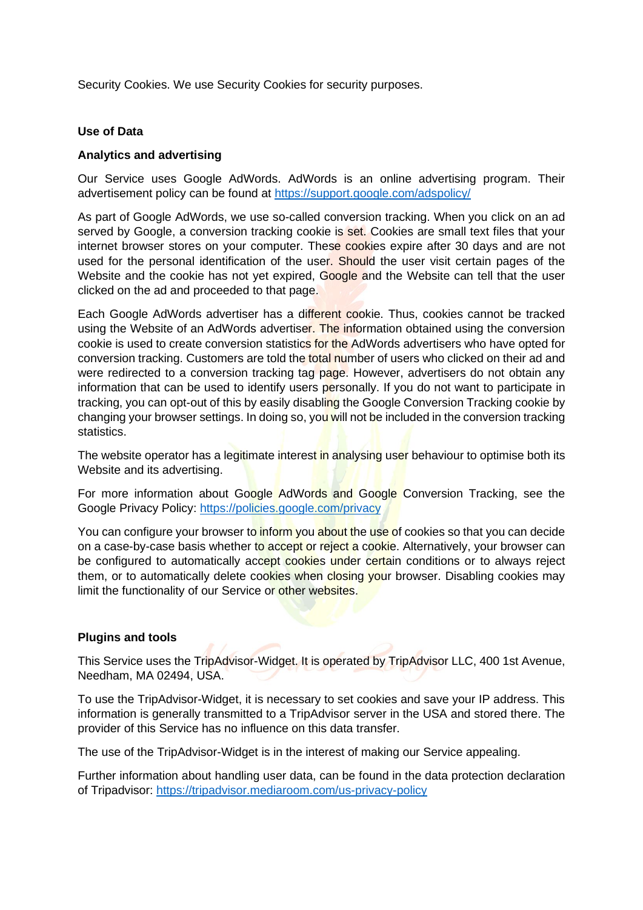Security Cookies. We use Security Cookies for security purposes.

**Use of Data**

**Analytics and advertising**

Our Service uses Google AdWords. AdWords is an online advertising program. Their advertisement policy can be found at https://support.google.com/adspolicy/

As part of Google AdWords, we use so-called conversion tracking. When you click on an ad served by Google, a conversion tracking cookie is set. Cookies are small text files that your internet browser stores on your computer. These cookies expire after 30 days and are not used for the personal identification of the user. Should the user visit certain pages of the Website and the cookie has not yet expired, Google and the Website can tell that the user clicked on the ad and proceeded to that page.

Each Google AdWords advertiser has a different cookie. Thus, cookies cannot be tracked using the Website of an AdWords advertiser. The information obtained using the conversion cookie is used to create conversion statistics for the AdWords advertisers who have opted for conversion tracking. Customers are told the total number of users who clicked on their ad and were redirected to a conversion tracking tag page. However, advertisers do not obtain any information that can be used to identify users personally. If you do not want to participate in tracking, you can opt-out of this by easily disabling the Google Conversion Tracking cookie by changing your browser settings. In doing so, you will not be included in the conversion tracking statistics.

The website operator has a legitimate interest in analysing user behaviour to optimise both its Website and its advertising.

For more information about Google AdWords and Google Conversion Tracking, see the Google Privacy Policy: https://policies.google.com/privacy

You can configure your browser to inform you about the use of cookies so that you can decide on a case-by-case basis whether to accept or reject a cookie. Alternatively, your browser can be configured to automatically accept cookies under certain conditions or to always reject them, or to automatically delete cookies when closing your browser. Disabling cookies may limit the functionality of our Service or other websites.

**Plugins and tools**

This Service uses the TripAdvisor-Widget. It is operated by TripAdvisor LLC, 400 1st Avenue, Needham, MA 02494, USA.

To use the TripAdvisor-Widget, it is necessary to set cookies and save your IP address. This information is generally transmitted to a TripAdvisor server in the USA and stored there. The provider of this Service has no influence on this data transfer.

The use of the TripAdvisor-Widget is in the interest of making our Service appealing.

Further information about handling user data, can be found in the data protection declaration of Tripadvisor: https://tripadvisor.mediaroom.com/us-privacy-policy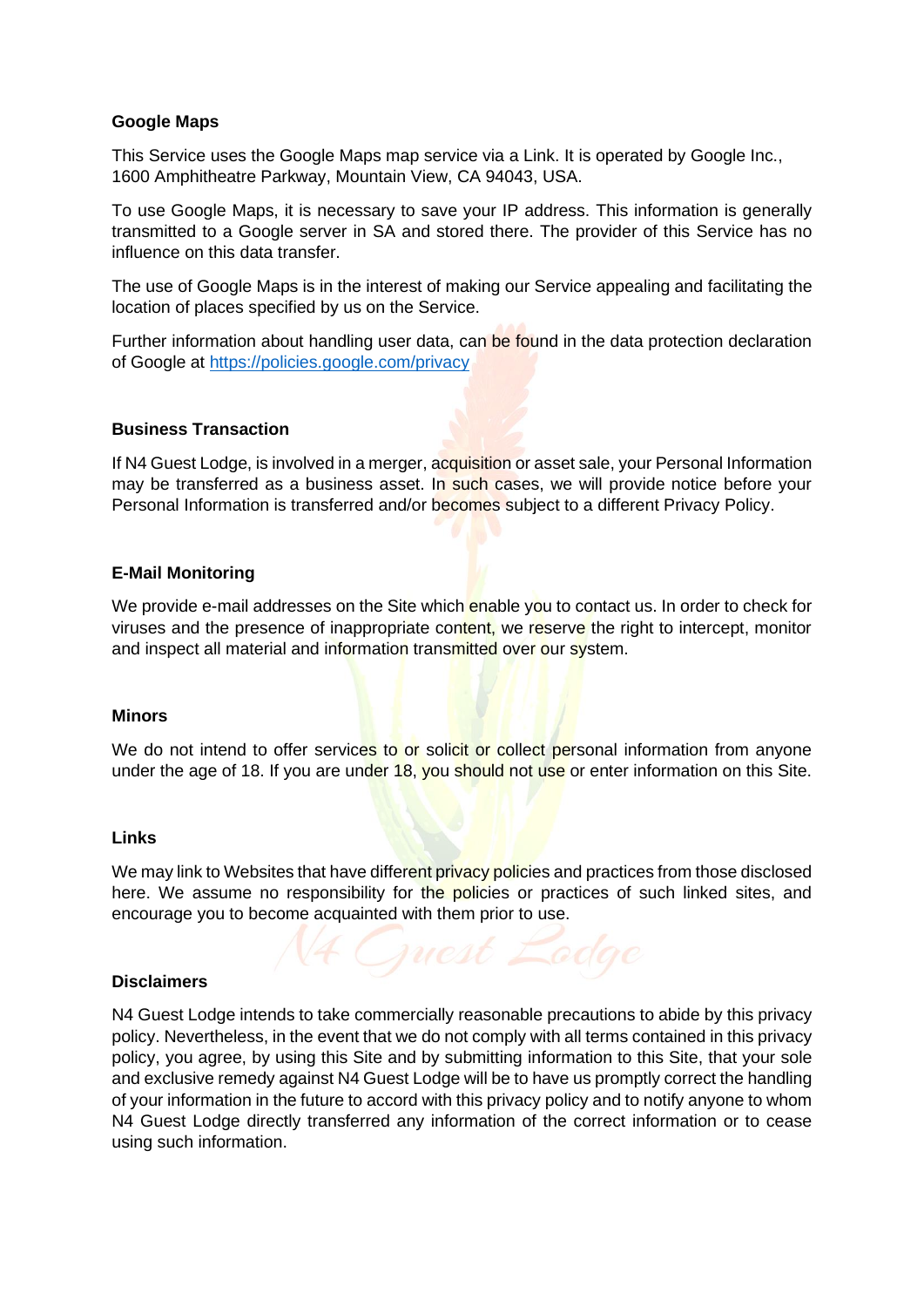**Google Maps**

This Service uses the Google Maps map service via a Link. It is operated by Google Inc., 1600 Amphitheatre Parkway, Mountain View, CA 94043, USA.

To use Google Maps, it is necessary to save your IP address. This information is generally transmitted to a Google server in SA and stored there. The provider of this Service has no influence on this data transfer.

The use of Google Maps is in the interest of making our Service appealing and facilitating the location of places specified by us on the Service.

Further information about handling user data, can be found in the data protection declaration of Google at https://policies.google.com/privacy

**Business Transaction**

If N4 Guest Lodge, is involved in a merger, acquisition or asset sale, your Personal Information may be transferred as a business asset. In such cases, we will provide notice before your Personal Information is transferred and/or becomes subject to a different Privacy Policy.

**E-Mail Monitoring**

We provide e-mail addresses on the Site which enable you to contact us. In order to check for viruses and the presence of inappropriate content, we reserve the right to intercept, monitor and inspect all material and information transmitted over our system.

**Minors**

We do not intend to offer services to or solicit or collect personal information from anyone under the age of 18. If you are under 18, you should not use or enter information on this Site.

**Links**

We may link to Websites that have different privacy policies and practices from those disclosed here. We assume no responsibility for the policies or practices of such linked sites, and encourage you to become acquainted with them prior to use.

**Disclaimers**

N4 Guest Lodge intends to take commercially reasonable precautions to abide by this privacy policy. Nevertheless, in the event that we do not comply with all terms contained in this privacy policy, you agree, by using this Site and by submitting information to this Site, that your sole and exclusive remedy against N4 Guest Lodge will be to have us promptly correct the handling of your information in the future to accord with this privacy policy and to notify anyone to whom N4 Guest Lodge directly transferred any information of the correct information or to cease using such information.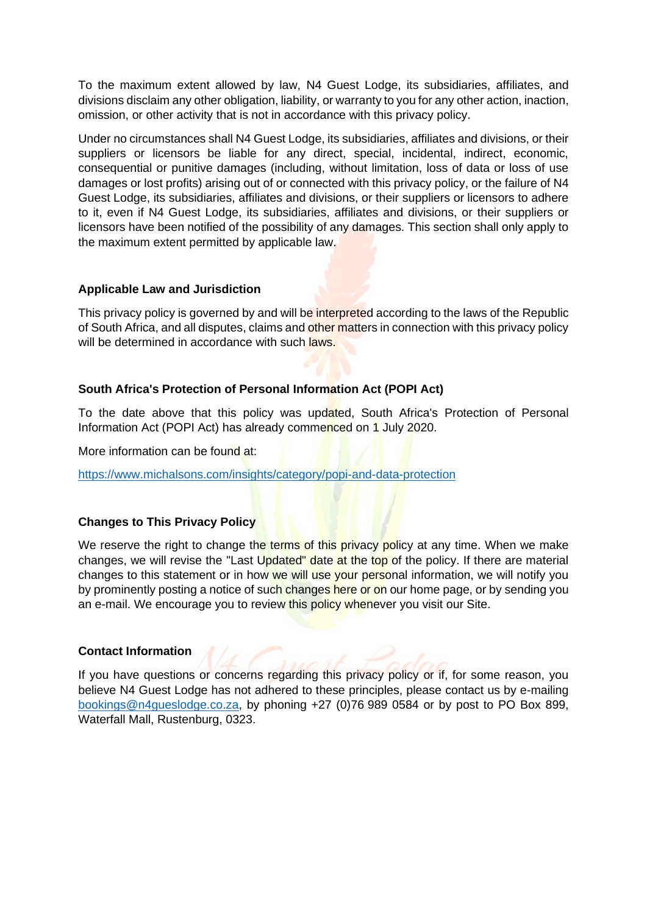To the maximum extent allowed by law, N4 Guest Lodge, its subsidiaries, affiliates, and divisions disclaim any other obligation, liability, or warranty to you for any other action, inaction, omission, or other activity that is not in accordance with this privacy policy.

Under no circumstances shall N4 Guest Lodge, its subsidiaries, affiliates and divisions, or their suppliers or licensors be liable for any direct, special, incidental, indirect, economic, consequential or punitive damages (including, without limitation, loss of data or loss of use damages or lost profits) arising out of or connected with this privacy policy, or the failure of N4 Guest Lodge, its subsidiaries, affiliates and divisions, or their suppliers or licensors to adhere to it, even if N4 Guest Lodge, its subsidiaries, affiliates and divisions, or their suppliers or licensors have been notified of the possibility of any damages. This section shall only apply to the maximum extent permitted by applicable law.

**Applicable Law and Jurisdiction**

This privacy policy is governed by and will be interpreted according to the laws of the Republic of South Africa, and all disputes, claims and other matters in connection with this privacy policy will be determined in accordance with such laws.

**South Africa's Protection of Personal Information Act (POPI Act)**

To the date above that this policy was updated, South Africa's Protection of Personal Information Act (POPI Act) has already commenced on 1 July 2020.

More information can be found at:

https://www.michalsons.com/insights/category/popi-and-data-protection

**Changes to This Privacy Policy**

We reserve the right to change the terms of this privacy policy at any time. When we make changes, we will revise the "Last Updated" date at the top of the policy. If there are material changes to this statement or in how we will use your personal information, we will notify you by prominently posting a notice of such changes here or on our home page, or by sending you an e-mail. We encourage you to review this policy whenever you visit our Site.

**Contact Information**

If you have questions or concerns regarding this privacy policy or if, for some reason, you believe N4 Guest Lodge has not adhered to these principles, please contact us by e-mailing bookings@n4gueslodge.co.za, by phoning +27 (0)76 989 0584 or by post to PO Box 899, Waterfall Mall, Rustenburg, 0323.